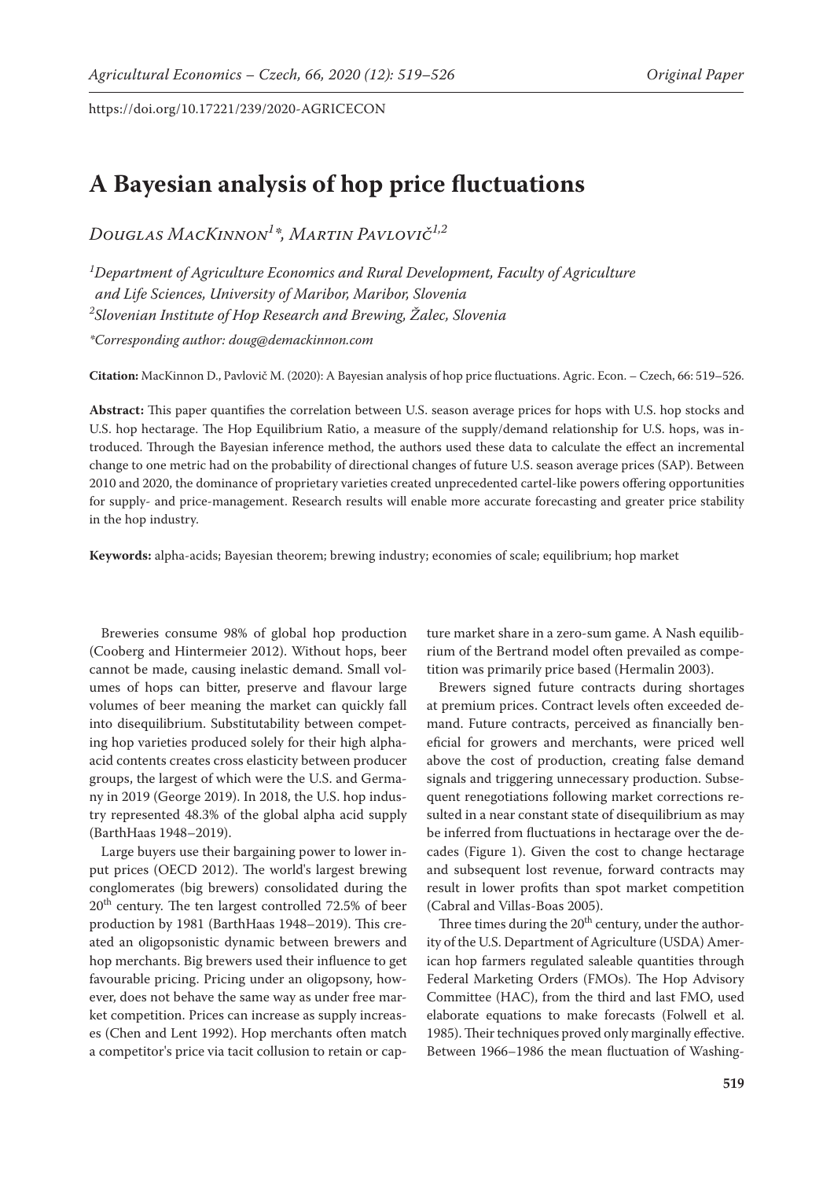https://doi.org/10.17221/239/2020-AGRICECON

# A Bayesian analysis of hop price fluctuations

*Douglas MacKinnon[1]\*, Martin Pavlovič[1,2]*

[1]*Department of Agriculture Economics and Rural Development, Faculty of Agriculture and Life Sciences, University of Maribor, Maribor, Slovenia*

[2]*Slovenian Institute of Hop Research and Brewing, Žalec, Slovenia*

*\*Corresponding author: doug@demackinnon.com*

**Citation:** MacKinnon D., Pavlovič M. (2020): A Bayesian analysis of hop price fluctuations. Agric. Econ. – Czech, 66: 519–526.

**Abstract:** This paper quantifies the correlation between U.S. season average prices for hops with U.S. hop stocks and U.S. hop hectarage. The Hop Equilibrium Ratio, a measure of the supply/demand relationship for U.S. hops, was introduced. Through the Bayesian inference method, the authors used these data to calculate the effect an incremental change to one metric had on the probability of directional changes of future U.S. season average prices (SAP). Between 2010 and 2020, the dominance of proprietary varieties created unprecedented cartel-like powers offering opportunities for supply- and price-management. Research results will enable more accurate forecasting and greater price stability in the hop industry.

**Keywords:** alpha-acids; Bayesian theorem; brewing industry; economies of scale; equilibrium; hop market

Breweries consume 98% of global hop production (Cooberg and Hintermeier 2012). Without hops, beer cannot be made, causing inelastic demand. Small volumes of hops can bitter, preserve and flavour large volumes of beer meaning the market can quickly fall into disequilibrium. Substitutability between competing hop varieties produced solely for their high alpha-acid contents creates cross elasticity between producer groups, the largest of which were the U.S. and Germany in 2019 (George 2019). In 2018, the U.S. hop industry represented 48.3% of the global alpha acid supply (BarthHaas 1948–2019).

Large buyers use their bargaining power to lower input prices (OECD 2012). The world's largest brewing conglomerates (big brewers) consolidated during the 20th century. The ten largest controlled 72.5% of beer production by 1981 (BarthHaas 1948–2019). This created an oligopsonistic dynamic between brewers and hop merchants. Big brewers used their influence to get favourable pricing. Pricing under an oligopsony, however, does not behave the same way as under free market competition. Prices can increase as supply increases (Chen and Lent 1992). Hop merchants often match a competitor's price via tacit collusion to retain or capture market share in a zero-sum game. A Nash equilibrium of the Bertrand model often prevailed as competition was primarily price based (Hermalin 2003).

Brewers signed future contracts during shortages at premium prices. Contract levels often exceeded demand. Future contracts, perceived as financially beneficial for growers and merchants, were priced well above the cost of production, creating false demand signals and triggering unnecessary production. Subsequent renegotiations following market corrections resulted in a near constant state of disequilibrium as may be inferred from fluctuations in hectarage over the decades (Figure 1). Given the cost to change hectarage and subsequent lost revenue, forward contracts may result in lower profits than spot market competition (Cabral and Villas-Boas 2005).

Three times during the 20th century, under the authority of the U.S. Department of Agriculture (USDA) American hop farmers regulated saleable quantities through Federal Marketing Orders (FMOs). The Hop Advisory Committee (HAC), from the third and last FMO, used elaborate equations to make forecasts (Folwell et al. 1985). Their techniques proved only marginally effective. Between 1966–1986 the mean fluctuation of Washing-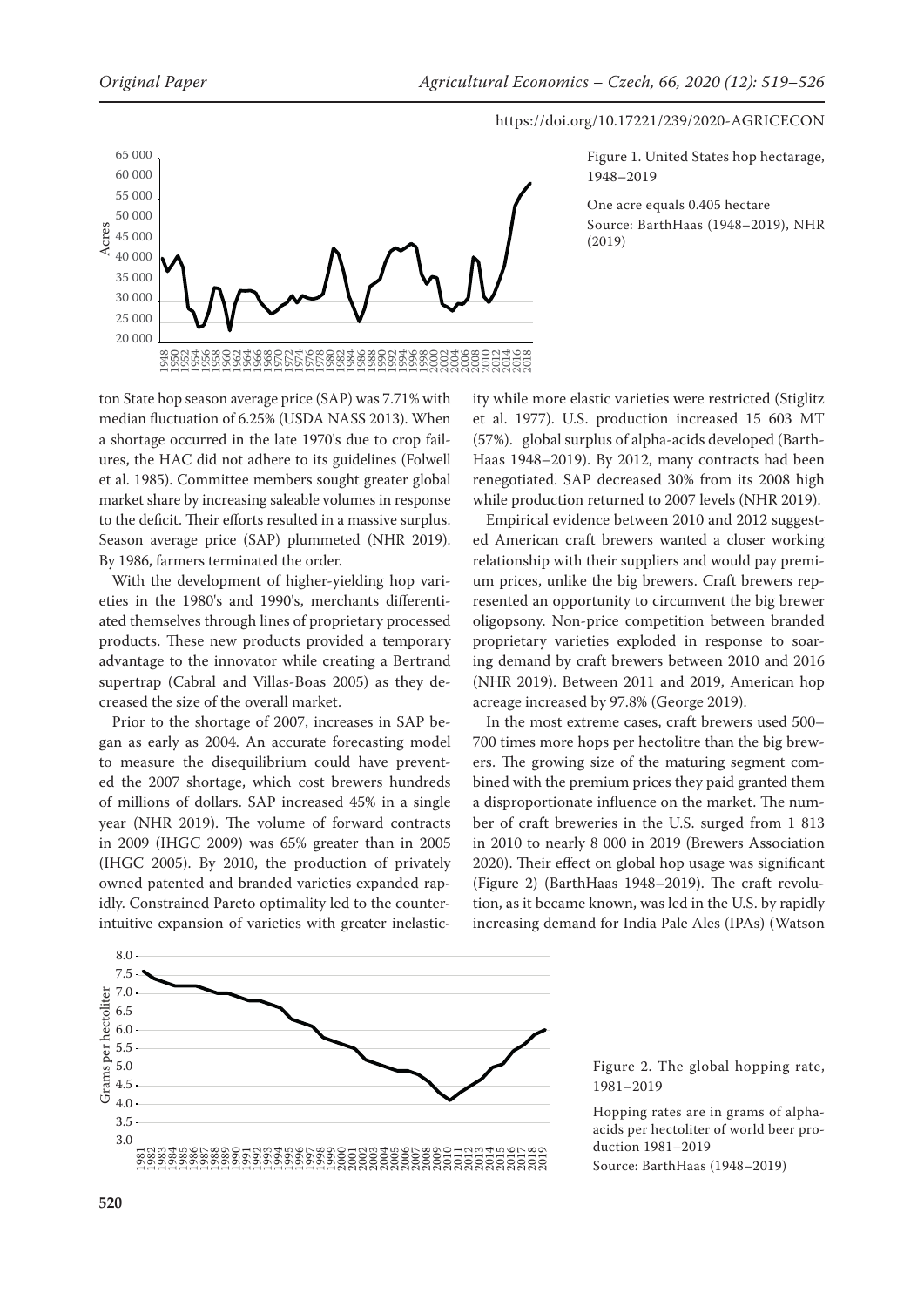Figure 1. United States hop hectarage, 1948–2019

One acre equals 0.405 hectare
Source: BarthHaas (1948–2019), NHR (2019)

ton State hop season average price (SAP) was 7.71% with median fluctuation of 6.25% (USDA NASS 2013). When a shortage occurred in the late 1970's due to crop failures, the HAC did not adhere to its guidelines (Folwell et al. 1985). Committee members sought greater global market share by increasing saleable volumes in response to the deficit. Their efforts resulted in a massive surplus. Season average price (SAP) plummeted (NHR 2019). By 1986, farmers terminated the order.

With the development of higher-yielding hop varieties in the 1980's and 1990's, merchants differentiated themselves through lines of proprietary processed products. These new products provided a temporary advantage to the innovator while creating a Bertrand supertrap (Cabral and Villas-Boas 2005) as they decreased the size of the overall market.

Prior to the shortage of 2007, increases in SAP began as early as 2004. An accurate forecasting model to measure the disequilibrium could have prevented the 2007 shortage, which cost brewers hundreds of millions of dollars. SAP increased 45% in a single year (NHR 2019). The volume of forward contracts in 2009 (IHGC 2009) was 65% greater than in 2005 (IHGC 2005). By 2010, the production of privately owned patented and branded varieties expanded rapidly. Constrained Pareto optimality led to the counterintuitive expansion of varieties with greater inelasticity while more elastic varieties were restricted (Stiglitz et al. 1977). U.S. production increased 15 603 MT (57%). global surplus of alpha-acids developed (BarthHaas 1948–2019). By 2012, many contracts had been renegotiated. SAP decreased 30% from its 2008 high while production returned to 2007 levels (NHR 2019).

Empirical evidence between 2010 and 2012 suggested American craft brewers wanted a closer working relationship with their suppliers and would pay premium prices, unlike the big brewers. Craft brewers represented an opportunity to circumvent the big brewer oligopsony. Non-price competition between branded proprietary varieties exploded in response to soaring demand by craft brewers between 2010 and 2016 (NHR 2019). Between 2011 and 2019, American hop acreage increased by 97.8% (George 2019).

In the most extreme cases, craft brewers used 500–700 times more hops per hectolitre than the big brewers. The growing size of the maturing segment combined with the premium prices they paid granted them a disproportionate influence on the market. The number of craft breweries in the U.S. surged from 1 813 in 2010 to nearly 8 000 in 2019 (Brewers Association 2020). Their effect on global hop usage was significant (Figure 2) (BarthHaas 1948–2019). The craft revolution, as it became known, was led in the U.S. by rapidly increasing demand for India Pale Ales (IPAs) (Watson

Figure 2. The global hopping rate, 1981–2019

Hopping rates are in grams of alpha-acids per hectoliter of world beer production 1981–2019
Source: BarthHaas (1948–2019)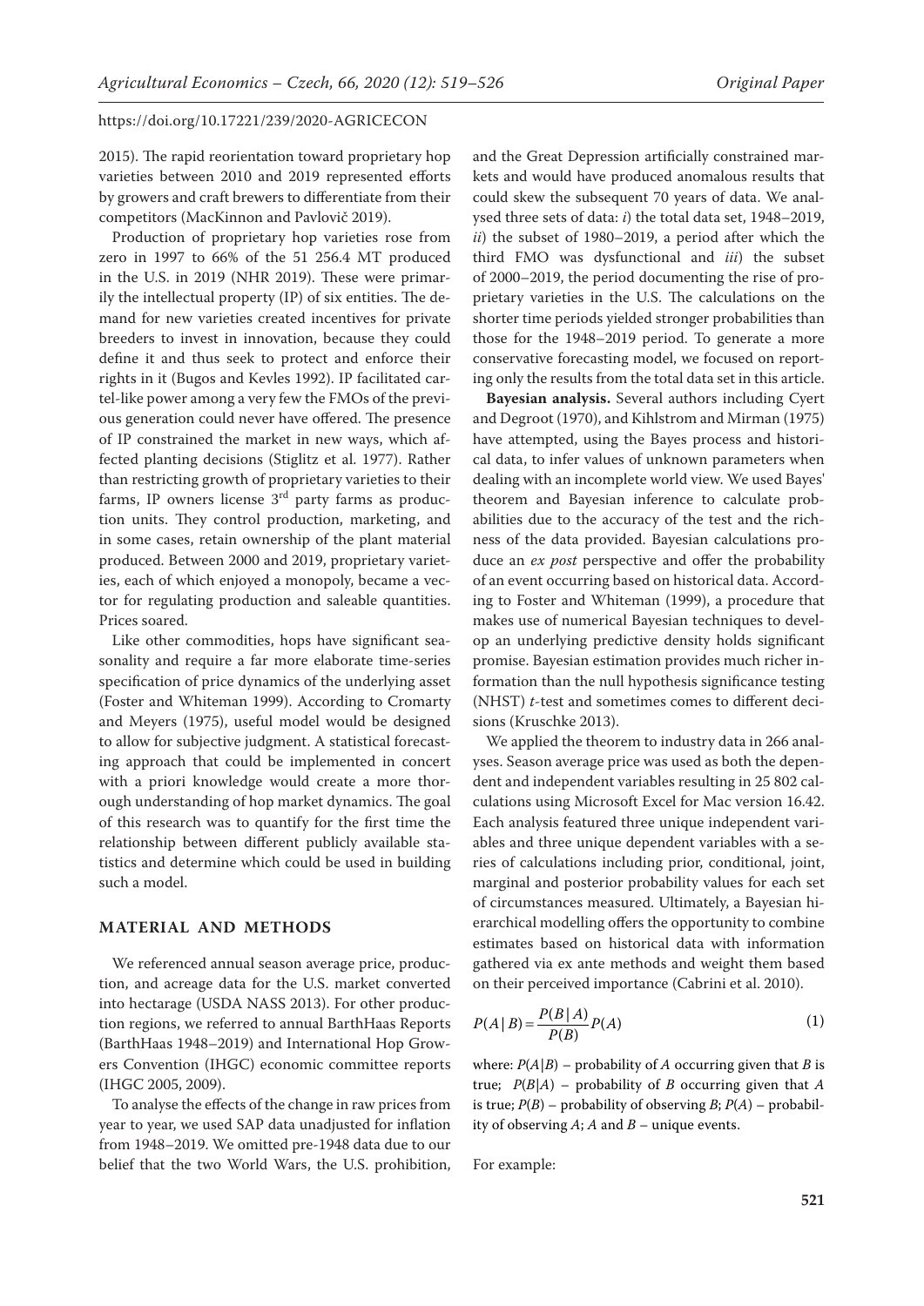2015). The rapid reorientation toward proprietary hop varieties between 2010 and 2019 represented efforts by growers and craft brewers to differentiate from their competitors (MacKinnon and Pavlovič 2019).

Production of proprietary hop varieties rose from zero in 1997 to 66% of the 51 256.4 MT produced in the U.S. in 2019 (NHR 2019). These were primarily the intellectual property (IP) of six entities. The demand for new varieties created incentives for private breeders to invest in innovation, because they could define it and thus seek to protect and enforce their rights in it (Bugos and Kevles 1992). IP facilitated cartel-like power among a very few the FMOs of the previous generation could never have offered. The presence of IP constrained the market in new ways, which affected planting decisions (Stiglitz et al. 1977). Rather than restricting growth of proprietary varieties to their farms, IP owners license 3rd party farms as production units. They control production, marketing, and in some cases, retain ownership of the plant material produced. Between 2000 and 2019, proprietary varieties, each of which enjoyed a monopoly, became a vector for regulating production and saleable quantities. Prices soared.

Like other commodities, hops have significant seasonality and require a far more elaborate time-series specification of price dynamics of the underlying asset (Foster and Whiteman 1999). According to Cromarty and Meyers (1975), useful model would be designed to allow for subjective judgment. A statistical forecasting approach that could be implemented in concert with a priori knowledge would create a more thorough understanding of hop market dynamics. The goal of this research was to quantify for the first time the relationship between different publicly available statistics and determine which could be used in building such a model.

## MATERIAL AND METHODS

We referenced annual season average price, production, and acreage data for the U.S. market converted into hectarage (USDA NASS 2013). For other production regions, we referred to annual BarthHaas Reports (BarthHaas 1948–2019) and International Hop Growers Convention (IHGC) economic committee reports (IHGC 2005, 2009).

To analyse the effects of the change in raw prices from year to year, we used SAP data unadjusted for inflation from 1948–2019. We omitted pre-1948 data due to our belief that the two World Wars, the U.S. prohibition, and the Great Depression artificially constrained markets and would have produced anomalous results that could skew the subsequent 70 years of data. We analysed three sets of data: *i*) the total data set, 1948–2019, *ii*) the subset of 1980–2019, a period after which the third FMO was dysfunctional and *iii*) the subset of 2000–2019, the period documenting the rise of proprietary varieties in the U.S. The calculations on the shorter time periods yielded stronger probabilities than those for the 1948–2019 period. To generate a more conservative forecasting model, we focused on reporting only the results from the total data set in this article.

**Bayesian analysis.** Several authors including Cyert and Degroot (1970), and Kihlstrom and Mirman (1975) have attempted, using the Bayes process and historical data, to infer values of unknown parameters when dealing with an incomplete world view. We used Bayes' theorem and Bayesian inference to calculate probabilities due to the accuracy of the test and the richness of the data provided. Bayesian calculations produce an *ex post* perspective and offer the probability of an event occurring based on historical data. According to Foster and Whiteman (1999), a procedure that makes use of numerical Bayesian techniques to develop an underlying predictive density holds significant promise. Bayesian estimation provides much richer information than the null hypothesis significance testing (NHST) *t*-test and sometimes comes to different decisions (Kruschke 2013).

We applied the theorem to industry data in 266 analyses. Season average price was used as both the dependent and independent variables resulting in 25 802 calculations using Microsoft Excel for Mac version 16.42. Each analysis featured three unique independent variables and three unique dependent variables with a series of calculations including prior, conditional, joint, marginal and posterior probability values for each set of circumstances measured. Ultimately, a Bayesian hierarchical modelling offers the opportunity to combine estimates based on historical data with information gathered via ex ante methods and weight them based on their perceived importance (Cabrini et al. 2010).

$$P(A|B) = \frac{P(B|A)}{P(B)}P(A) \tag{1}$$

where: $P(A|B)$ – probability of $A$ occurring given that $B$ is true; $P(B|A)$ – probability of $B$ occurring given that $A$ is true; $P(B)$ – probability of observing $B$; $P(A)$ – probability of observing $A$; $A$ and $B$ – unique events.

For example: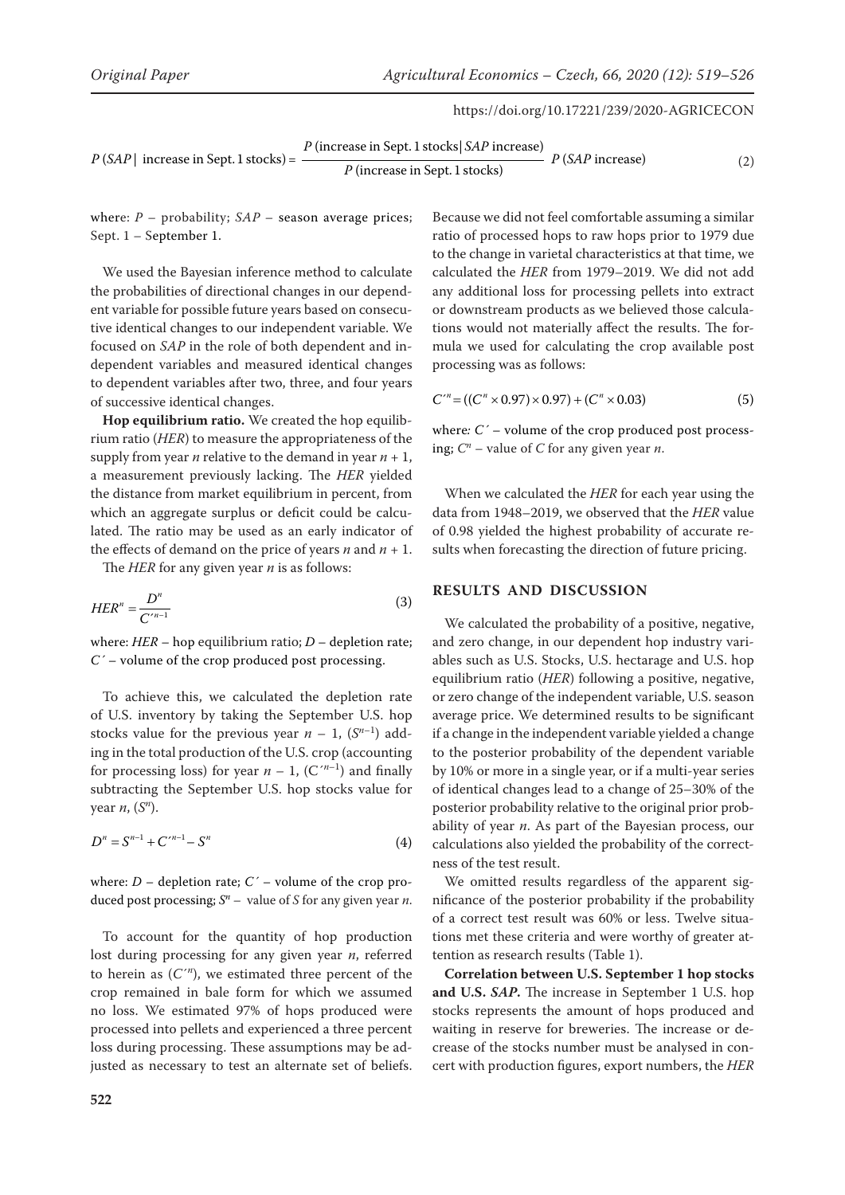$$P(SAP \mid \text{increase in Sept. 1 stocks}) = \frac{P(\text{increase in Sept. 1 stocks} \mid SAP \text{ increase})}{P(\text{increase in Sept. 1 stocks})} P(SAP \text{ increase}) \tag{2}$$

where: $P$ – probability; $SAP$ – season average prices; Sept. 1 – September 1.

We used the Bayesian inference method to calculate the probabilities of directional changes in our dependent variable for possible future years based on consecutive identical changes to our independent variable. We focused on $SAP$ in the role of both dependent and independent variables and measured identical changes to dependent variables after two, three, and four years of successive identical changes.

**Hop equilibrium ratio.** We created the hop equilibrium ratio ($HER$) to measure the appropriateness of the supply from year $n$ relative to the demand in year $n + 1$, a measurement previously lacking. The $HER$ yielded the distance from market equilibrium in percent, from which an aggregate surplus or deficit could be calculated. The ratio may be used as an early indicator of the effects of demand on the price of years $n$ and $n + 1$.

The $HER$ for any given year $n$ is as follows:

$$HER^n = \frac{D^n}{C'^{n-1}} \tag{3}$$

where: $HER$ – hop equilibrium ratio; $D$ – depletion rate; $C'$ – volume of the crop produced post processing.

To achieve this, we calculated the depletion rate of U.S. inventory by taking the September U.S. hop stocks value for the previous year $n - 1$, ($S^{n-1}$) adding in the total production of the U.S. crop (accounting for processing loss) for year $n - 1$, ($C'^{n-1}$) and finally subtracting the September U.S. hop stocks value for year $n$, ($S^n$).

$$D^n = S^{n-1} + C'^{n-1} - S^n \tag{4}$$

where: $D$ – depletion rate; $C'$ – volume of the crop produced post processing; $S^n$ – value of $S$ for any given year $n$.

To account for the quantity of hop production lost during processing for any given year $n$, referred to herein as ($C'^n$), we estimated three percent of the crop remained in bale form for which we assumed no loss. We estimated 97% of hops produced were processed into pellets and experienced a three percent loss during processing. These assumptions may be adjusted as necessary to test an alternate set of beliefs. Because we did not feel comfortable assuming a similar ratio of processed hops to raw hops prior to 1979 due to the change in varietal characteristics at that time, we calculated the $HER$ from 1979–2019. We did not add any additional loss for processing pellets into extract or downstream products as we believed those calculations would not materially affect the results. The formula we used for calculating the crop available post processing was as follows:

$$C'^n = ((C^n \times 0.97) \times 0.97) + (C^n \times 0.03) \tag{5}$$

where: $C'$ – volume of the crop produced post processing; $C^n$ – value of $C$ for any given year $n$.

When we calculated the $HER$ for each year using the data from 1948–2019, we observed that the $HER$ value of 0.98 yielded the highest probability of accurate results when forecasting the direction of future pricing.

## RESULTS AND DISCUSSION

We calculated the probability of a positive, negative, and zero change, in our dependent hop industry variables such as U.S. Stocks, U.S. hectarage and U.S. hop equilibrium ratio ($HER$) following a positive, negative, or zero change of the independent variable, U.S. season average price. We determined results to be significant if a change in the independent variable yielded a change to the posterior probability of the dependent variable by 10% or more in a single year, or if a multi-year series of identical changes lead to a change of 25–30% of the posterior probability relative to the original prior probability of year $n$. As part of the Bayesian process, our calculations also yielded the probability of the correctness of the test result.

We omitted results regardless of the apparent significance of the posterior probability if the probability of a correct test result was 60% or less. Twelve situations met these criteria and were worthy of greater attention as research results (Table 1).

**Correlation between U.S. September 1 hop stocks and U.S. *SAP*.** The increase in September 1 U.S. hop stocks represents the amount of hops produced and waiting in reserve for breweries. The increase or decrease of the stocks number must be analysed in concert with production figures, export numbers, the $HER$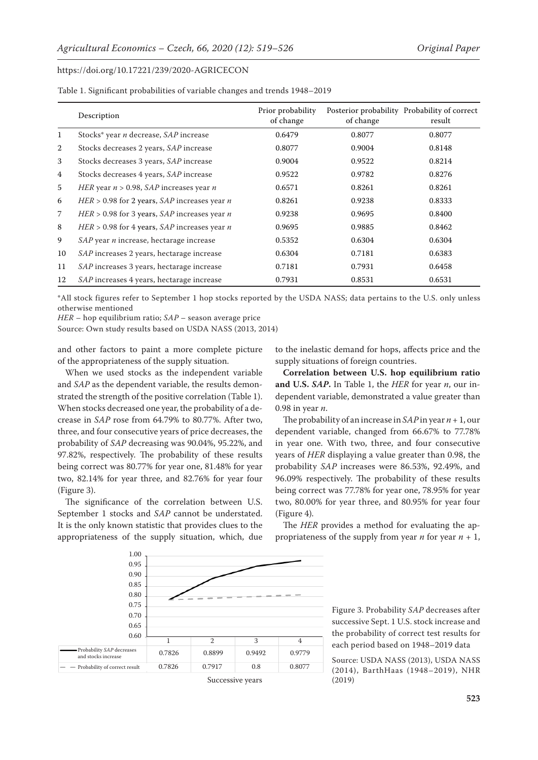https://doi.org/10.17221/239/2020-AGRICECON

Table 1. Significant probabilities of variable changes and trends 1948–2019

| | Description | Prior probability of change | Posterior probability of change | Probability of correct result |
|---|---|---|---|---|
| 1 | Stocks* year *n* decrease, *SAP* increase | 0.6479 | 0.8077 | 0.8077 |
| 2 | Stocks decreases 2 years, *SAP* increase | 0.8077 | 0.9004 | 0.8148 |
| 3 | Stocks decreases 3 years, *SAP* increase | 0.9004 | 0.9522 | 0.8214 |
| 4 | Stocks decreases 4 years, *SAP* increase | 0.9522 | 0.9782 | 0.8276 |
| 5 | *HER* year $n > 0.98$, *SAP* increases year *n* | 0.6571 | 0.8261 | 0.8261 |
| 6 | $HER > 0.98$ for 2 years, *SAP* increases year *n* | 0.8261 | 0.9238 | 0.8333 |
| 7 | $HER > 0.98$ for 3 years, *SAP* increases year *n* | 0.9238 | 0.9695 | 0.8400 |
| 8 | $HER > 0.98$ for 4 years, *SAP* increases year *n* | 0.9695 | 0.9885 | 0.8462 |
| 9 | *SAP* year *n* increase, hectarage increase | 0.5352 | 0.6304 | 0.6304 |
| 10 | *SAP* increases 2 years, hectarage increase | 0.6304 | 0.7181 | 0.6383 |
| 11 | *SAP* increases 3 years, hectarage increase | 0.7181 | 0.7931 | 0.6458 |
| 12 | *SAP* increases 4 years, hectarage increase | 0.7931 | 0.8531 | 0.6531 |

*All stock figures refer to September 1 hop stocks reported by the USDA NASS; data pertains to the U.S. only unless otherwise mentioned

*HER* – hop equilibrium ratio; *SAP* – season average price

Source: Own study results based on USDA NASS (2013, 2014)

and other factors to paint a more complete picture of the appropriateness of the supply situation.

When we used stocks as the independent variable and *SAP* as the dependent variable, the results demonstrated the strength of the positive correlation (Table 1). When stocks decreased one year, the probability of a decrease in *SAP* rose from 64.79% to 80.77%. After two, three, and four consecutive years of price decreases, the probability of *SAP* decreasing was 90.04%, 95.22%, and 97.82%, respectively. The probability of these results being correct was 80.77% for year one, 81.48% for year two, 82.14% for year three, and 82.76% for year four (Figure 3).

The significance of the correlation between U.S. September 1 stocks and *SAP* cannot be understated. It is the only known statistic that provides clues to the appropriateness of the supply situation, which, due to the inelastic demand for hops, affects price and the supply situations of foreign countries.

**Correlation between U.S. hop equilibrium ratio and U.S. *SAP*.** In Table 1, the *HER* for year *n*, our independent variable, demonstrated a value greater than 0.98 in year *n*.

The probability of an increase in *SAP* in year $n + 1$, our dependent variable, changed from 66.67% to 77.78% in year one. With two, three, and four consecutive years of *HER* displaying a value greater than 0.98, the probability *SAP* increases were 86.53%, 92.49%, and 96.09% respectively. The probability of these results being correct was 77.78% for year one, 78.95% for year two, 80.00% for year three, and 80.95% for year four (Figure 4).

The *HER* provides a method for evaluating the appropriateness of the supply from year *n* for year $n + 1$,

| Successive years | 1 | 2 | 3 | 4 |
|---|---|---|---|---|
| Probability *SAP* decreases and stocks increase | 0.7826 | 0.8899 | 0.9492 | 0.9779 |
| Probability of correct result | 0.7826 | 0.7917 | 0.8 | 0.8077 |

Figure 3. Probability *SAP* decreases after successive Sept. 1 U.S. stock increase and the probability of correct test results for each period based on 1948–2019 data

Source: USDA NASS (2013), USDA NASS (2014), BarthHaas (1948–2019), NHR (2019)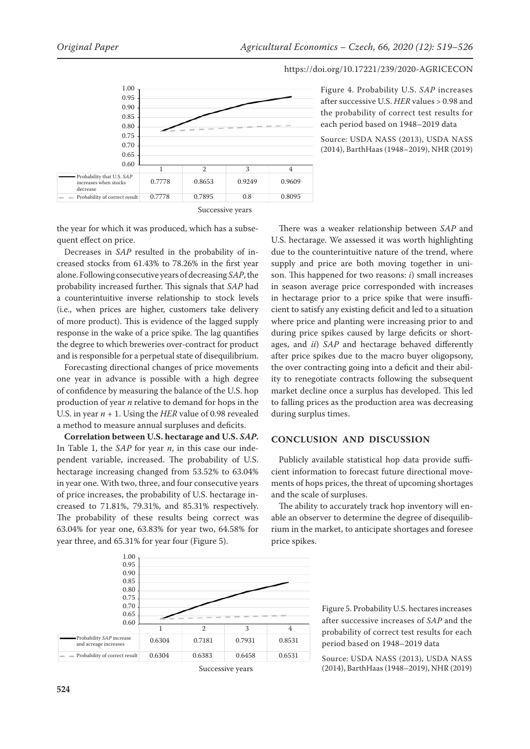| | 1 | 2 | 3 | 4 |
|---|---|---|---|---|
| Probability that U.S. *SAP* increases when stocks decrease | 0.7778 | 0.8653 | 0.9249 | 0.9609 |
| Probability of correct result | 0.7778 | 0.7895 | 0.8 | 0.8095 |

Successive years

Figure 4. Probability U.S. *SAP* increases after successive U.S. *HER* values > 0.98 and the probability of correct test results for each period based on 1948–2019 data

Source: USDA NASS (2013), USDA NASS (2014), BarthHaas (1948–2019), NHR (2019)

the year for which it was produced, which has a subsequent effect on price.

Decreases in *SAP* resulted in the probability of increased stocks from 61.43% to 78.26% in the first year alone. Following consecutive years of decreasing *SAP*, the probability increased further. This signals that *SAP* had a counterintuitive inverse relationship to stock levels (i.e., when prices are higher, customers take delivery of more product). This is evidence of the lagged supply response in the wake of a price spike. The lag quantifies the degree to which breweries over-contract for product and is responsible for a perpetual state of disequilibrium.

Forecasting directional changes of price movements one year in advance is possible with a high degree of confidence by measuring the balance of the U.S. hop production of year $n$ relative to demand for hops in the U.S. in year $n + 1$. Using the *HER* value of 0.98 revealed a method to measure annual surpluses and deficits.

**Correlation between U.S. hectarage and U.S. *SAP*.** In Table 1, the *SAP* for year $n$, in this case our independent variable, increased. The probability of U.S. hectarage increasing changed from 53.52% to 63.04% in year one. With two, three, and four consecutive years of price increases, the probability of U.S. hectarage increased to 71.81%, 79.31%, and 85.31% respectively. The probability of these results being correct was 63.04% for year one, 63.83% for year two, 64.58% for year three, and 65.31% for year four (Figure 5).

There was a weaker relationship between *SAP* and U.S. hectarage. We assessed it was worth highlighting due to the counterintuitive nature of the trend, where supply and price are both moving together in unison. This happened for two reasons: *i*) small increases in season average price corresponded with increases in hectarage prior to a price spike that were insufficient to satisfy any existing deficit and led to a situation where price and planting were increasing prior to and during price spikes caused by large deficits or shortages, and *ii*) *SAP* and hectarage behaved differently after price spikes due to the macro buyer oligopsony, the over contracting going into a deficit and their ability to renegotiate contracts following the subsequent market decline once a surplus has developed. This led to falling prices as the production area was decreasing during surplus times.

## CONCLUSION AND DISCUSSION

Publicly available statistical hop data provide sufficient information to forecast future directional movements of hops prices, the threat of upcoming shortages and the scale of surpluses.

The ability to accurately track hop inventory will enable an observer to determine the degree of disequilibrium in the market, to anticipate shortages and foresee price spikes.

| | 1 | 2 | 3 | 4 |
|---|---|---|---|---|
| Probability *SAP* increase and acreage increases | 0.6304 | 0.7181 | 0.7931 | 0.8531 |
| Probability of correct result | 0.6304 | 0.6383 | 0.6458 | 0.6531 |

Successive years

Figure 5. Probability U.S. hectares increases after successive increases of *SAP* and the probability of correct test results for each period based on 1948–2019 data

Source: USDA NASS (2013), USDA NASS (2014), BarthHaas (1948–2019), NHR (2019)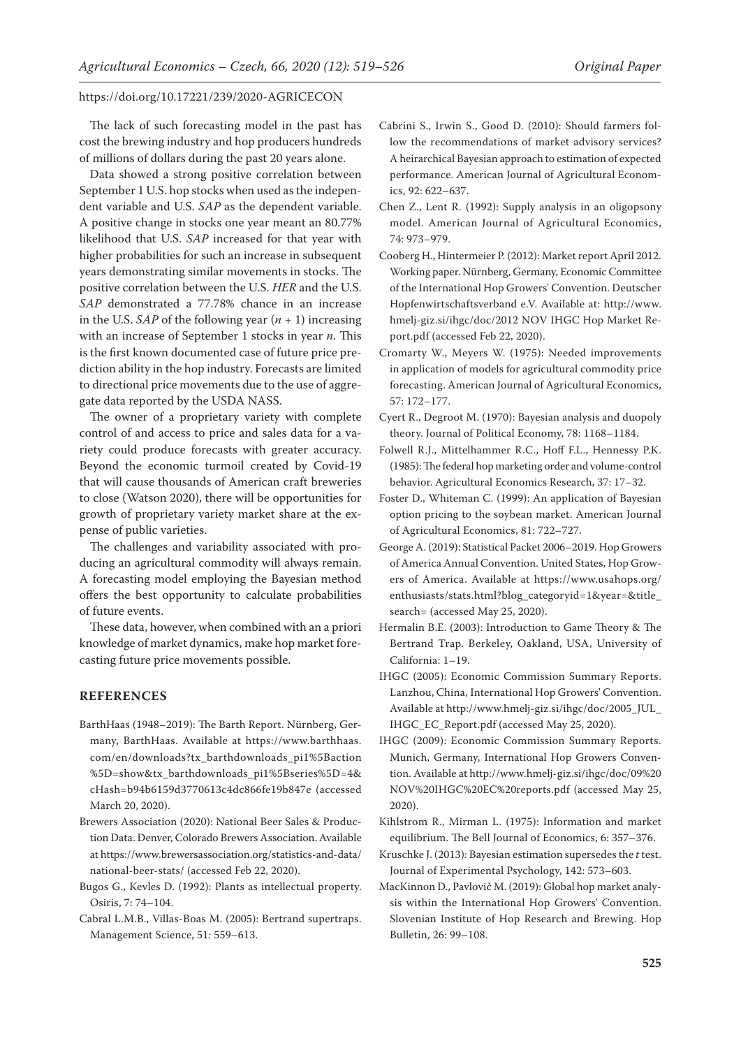The lack of such forecasting model in the past has cost the brewing industry and hop producers hundreds of millions of dollars during the past 20 years alone.

Data showed a strong positive correlation between September 1 U.S. hop stocks when used as the independent variable and U.S. *SAP* as the dependent variable. A positive change in stocks one year meant an 80.77% likelihood that U.S. *SAP* increased for that year with higher probabilities for such an increase in subsequent years demonstrating similar movements in stocks. The positive correlation between the U.S. *HER* and the U.S. *SAP* demonstrated a 77.78% chance in an increase in the U.S. *SAP* of the following year ($n + 1$) increasing with an increase of September 1 stocks in year $n$. This is the first known documented case of future price prediction ability in the hop industry. Forecasts are limited to directional price movements due to the use of aggregate data reported by the USDA NASS.

The owner of a proprietary variety with complete control of and access to price and sales data for a variety could produce forecasts with greater accuracy. Beyond the economic turmoil created by Covid-19 that will cause thousands of American craft breweries to close (Watson 2020), there will be opportunities for growth of proprietary variety market share at the expense of public varieties.

The challenges and variability associated with producing an agricultural commodity will always remain. A forecasting model employing the Bayesian method offers the best opportunity to calculate probabilities of future events.

These data, however, when combined with an a priori knowledge of market dynamics, make hop market forecasting future price movements possible.

## REFERENCES

BarthHaas (1948–2019): The Barth Report. Nürnberg, Germany, BarthHaas. Available at https://www.barthhaas.com/en/downloads?tx_barthdownloads_pi1%5Baction%5D=show&tx_barthdownloads_pi1%5Bseries%5D=4&cHash=b94b6159d3770613c4dc866fe19b847e (accessed March 20, 2020).

Brewers Association (2020): National Beer Sales & Production Data. Denver, Colorado Brewers Association. Available at https://www.brewersassociation.org/statistics-and-data/national-beer-stats/ (accessed Feb 22, 2020).

Bugos G., Kevles D. (1992): Plants as intellectual property. Osiris, 7: 74–104.

Cabral L.M.B., Villas-Boas M. (2005): Bertrand supertraps. Management Science, 51: 559–613.

Cabrini S., Irwin S., Good D. (2010): Should farmers follow the recommendations of market advisory services? A heirarchical Bayesian approach to estimation of expected performance. American Journal of Agricultural Economics, 92: 622–637.

Chen Z., Lent R. (1992): Supply analysis in an oligopsony model. American Journal of Agricultural Economics, 74: 973–979.

Cooberg H., Hintermeier P. (2012): Market report April 2012. Working paper. Nürnberg, Germany, Economic Committee of the International Hop Growers' Convention. Deutscher Hopfenwirtschaftsverband e.V. Available at: http://www.hmelj-giz.si/ihgc/doc/2012 NOV IHGC Hop Market Report.pdf (accessed Feb 22, 2020).

Cromarty W., Meyers W. (1975): Needed improvements in application of models for agricultural commodity price forecasting. American Journal of Agricultural Economics, 57: 172–177.

Cyert R., Degroot M. (1970): Bayesian analysis and duopoly theory. Journal of Political Economy, 78: 1168–1184.

Folwell R.J., Mittelhammer R.C., Hoff F.L., Hennessy P.K. (1985): The federal hop marketing order and volume-control behavior. Agricultural Economics Research, 37: 17–32.

Foster D., Whiteman C. (1999): An application of Bayesian option pricing to the soybean market. American Journal of Agricultural Economics, 81: 722–727.

George A. (2019): Statistical Packet 2006–2019. Hop Growers of America Annual Convention. United States, Hop Growers of America. Available at https://www.usahops.org/enthusiasts/stats.html?blog_categoryid=1&year=&title_search= (accessed May 25, 2020).

Hermalin B.E. (2003): Introduction to Game Theory & The Bertrand Trap. Berkeley, Oakland, USA, University of California: 1–19.

IHGC (2005): Economic Commission Summary Reports. Lanzhou, China, International Hop Growers' Convention. Available at http://www.hmelj-giz.si/ihgc/doc/2005_JUL_IHGC_EC_Report.pdf (accessed May 25, 2020).

IHGC (2009): Economic Commission Summary Reports. Munich, Germany, International Hop Growers Convention. Available at http://www.hmelj-giz.si/ihgc/doc/09%20NOV%20IHGC%20EC%20reports.pdf (accessed May 25, 2020).

Kihlstrom R., Mirman L. (1975): Information and market equilibrium. The Bell Journal of Economics, 6: 357–376.

Kruschke J. (2013): Bayesian estimation supersedes the *t* test. Journal of Experimental Psychology, 142: 573–603.

MacKinnon D., Pavlovič M. (2019): Global hop market analysis within the International Hop Growers' Convention. Slovenian Institute of Hop Research and Brewing. Hop Bulletin, 26: 99–108.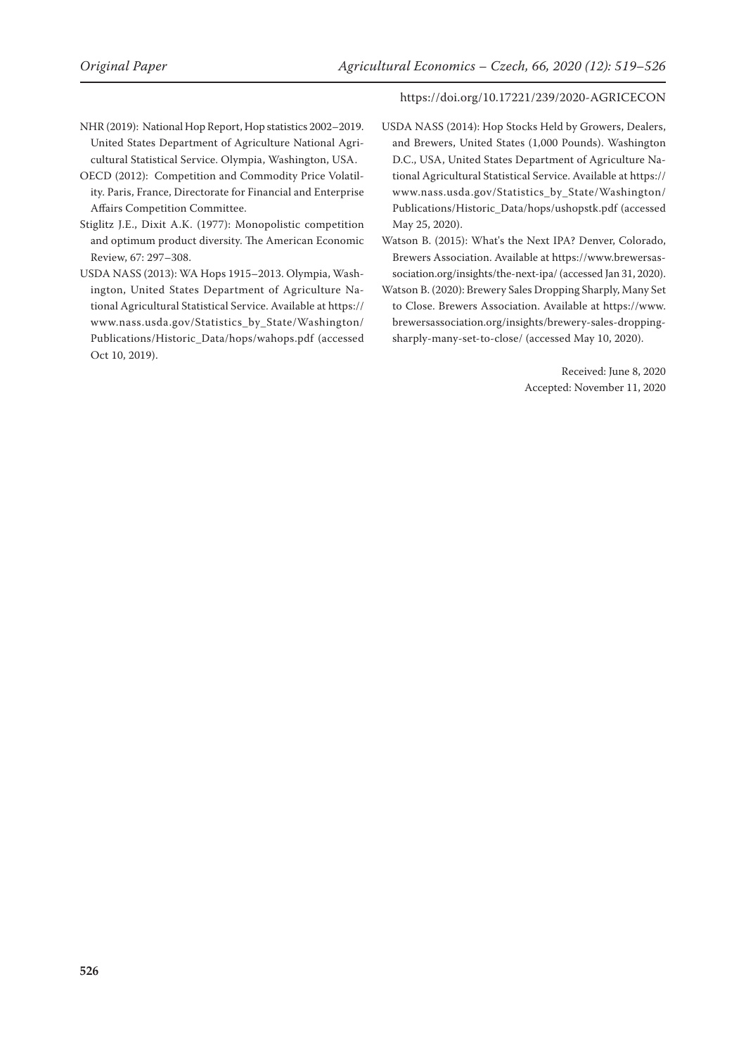NHR (2019): National Hop Report, Hop statistics 2002–2019. United States Department of Agriculture National Agricultural Statistical Service. Olympia, Washington, USA.

OECD (2012): Competition and Commodity Price Volatility. Paris, France, Directorate for Financial and Enterprise Affairs Competition Committee.

Stiglitz J.E., Dixit A.K. (1977): Monopolistic competition and optimum product diversity. The American Economic Review, 67: 297–308.

USDA NASS (2013): WA Hops 1915–2013. Olympia, Washington, United States Department of Agriculture National Agricultural Statistical Service. Available at https://www.nass.usda.gov/Statistics_by_State/Washington/Publications/Historic_Data/hops/wahops.pdf (accessed Oct 10, 2019).

USDA NASS (2014): Hop Stocks Held by Growers, Dealers, and Brewers, United States (1,000 Pounds). Washington D.C., USA, United States Department of Agriculture National Agricultural Statistical Service. Available at https://www.nass.usda.gov/Statistics_by_State/Washington/Publications/Historic_Data/hops/ushopstk.pdf (accessed May 25, 2020).

Watson B. (2015): What's the Next IPA? Denver, Colorado, Brewers Association. Available at https://www.brewersassociation.org/insights/the-next-ipa/ (accessed Jan 31, 2020).

Watson B. (2020): Brewery Sales Dropping Sharply, Many Set to Close. Brewers Association. Available at https://www.brewersassociation.org/insights/brewery-sales-dropping-sharply-many-set-to-close/ (accessed May 10, 2020).

Received: June 8, 2020
Accepted: November 11, 2020